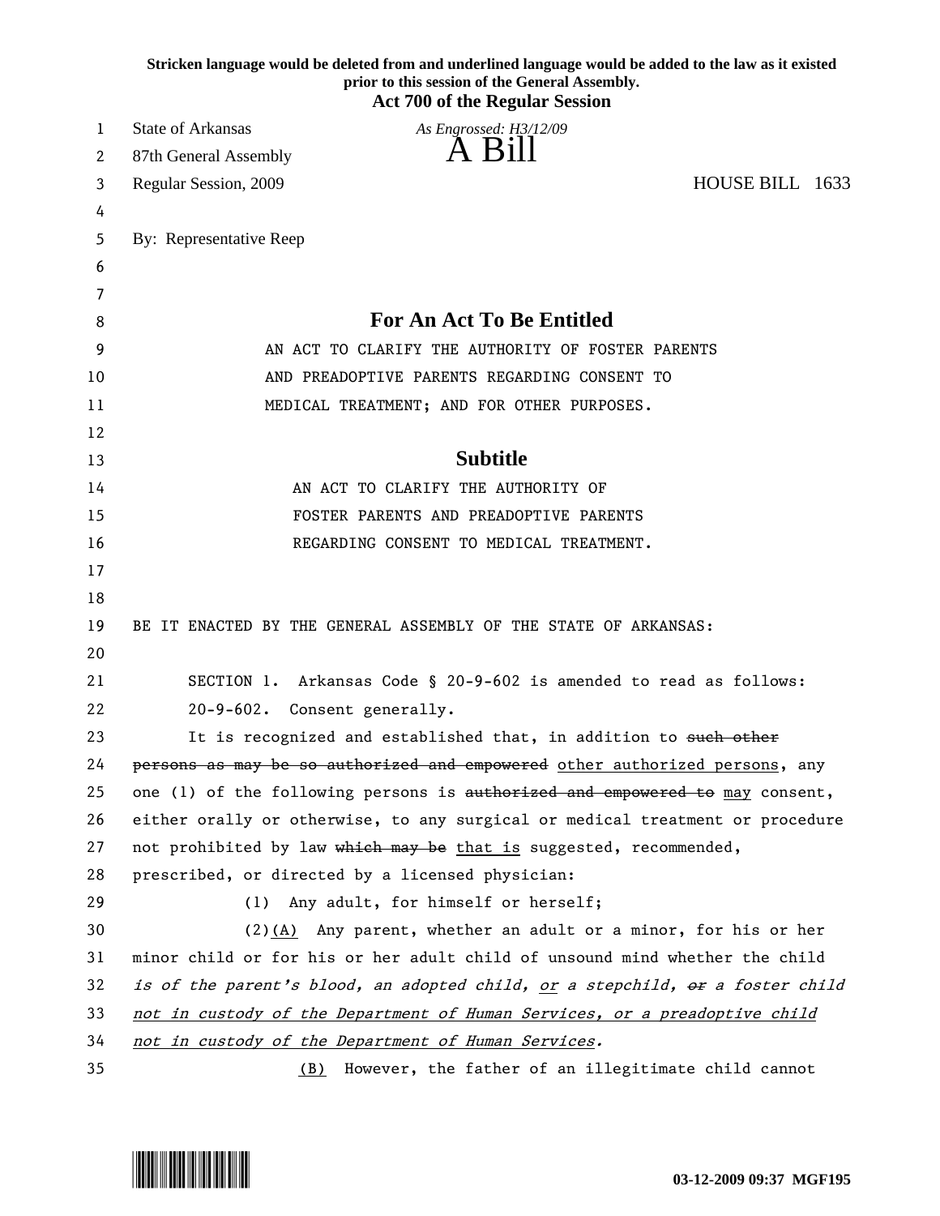**Stricken language would be deleted from and underlined language would be added to the law as it existed prior to this session of the General Assembly.**

**Act 700 of the Regular Session**

State of Arkansas
87th General Assembly
Regular Session, 2009

*As Engrossed: H3/12/09*

# A Bill

HOUSE BILL 1633

By: Representative Reep

## For An Act To Be Entitled

AN ACT TO CLARIFY THE AUTHORITY OF FOSTER PARENTS AND PREADOPTIVE PARENTS REGARDING CONSENT TO MEDICAL TREATMENT; AND FOR OTHER PURPOSES.

## Subtitle

AN ACT TO CLARIFY THE AUTHORITY OF FOSTER PARENTS AND PREADOPTIVE PARENTS REGARDING CONSENT TO MEDICAL TREATMENT.

BE IT ENACTED BY THE GENERAL ASSEMBLY OF THE STATE OF ARKANSAS:

SECTION 1. Arkansas Code § 20-9-602 is amended to read as follows:

20-9-602. Consent generally.

It is recognized and established that, in addition to ~~such other persons as may be so authorized and empowered~~ <u>other authorized persons</u>, any one (1) of the following persons is ~~authorized and empowered to~~ <u>may</u> consent, either orally or otherwise, to any surgical or medical treatment or procedure not prohibited by law ~~which may be~~ <u>that is</u> suggested, recommended, prescribed, or directed by a licensed physician:

(1) Any adult, for himself or herself;

(2)<u>(A)</u> Any parent, whether an adult or a minor, for his or her minor child or for his or her adult child of unsound mind whether the child *is of the parent's blood, an adopted child,* <u>*or*</u> *a stepchild,* ~~*or*~~ *a foster child* <u>*not in custody of the Department of Human Services, or a preadoptive child not in custody of the Department of Human Services*</u>*.*

<u>(B)</u> However, the father of an illegitimate child cannot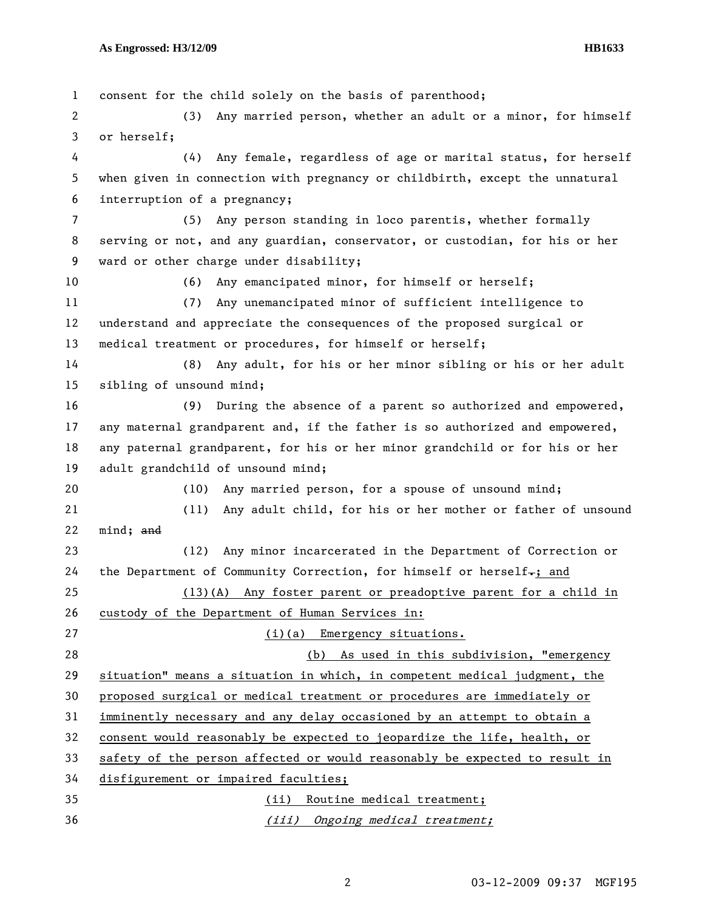consent for the child solely on the basis of parenthood;

(3) Any married person, whether an adult or a minor, for himself or herself;

(4) Any female, regardless of age or marital status, for herself when given in connection with pregnancy or childbirth, except the unnatural interruption of a pregnancy;

(5) Any person standing in loco parentis, whether formally serving or not, and any guardian, conservator, or custodian, for his or her ward or other charge under disability;

(6) Any emancipated minor, for himself or herself;

(7) Any unemancipated minor of sufficient intelligence to understand and appreciate the consequences of the proposed surgical or medical treatment or procedures, for himself or herself;

(8) Any adult, for his or her minor sibling or his or her adult sibling of unsound mind;

(9) During the absence of a parent so authorized and empowered, any maternal grandparent and, if the father is so authorized and empowered, any paternal grandparent, for his or her minor grandchild or for his or her adult grandchild of unsound mind;

(10) Any married person, for a spouse of unsound mind;

(11) Any adult child, for his or her mother or father of unsound mind; ~~and~~

(12) Any minor incarcerated in the Department of Correction or the Department of Community Correction, for himself or herself~~.~~; and

(13)(A) Any foster parent or preadoptive parent for a child in custody of the Department of Human Services in:

(i)(a) Emergency situations.

(b) As used in this subdivision, "emergency situation" means a situation in which, in competent medical judgment, the proposed surgical or medical treatment or procedures are immediately or imminently necessary and any delay occasioned by an attempt to obtain a consent would reasonably be expected to jeopardize the life, health, or safety of the person affected or would reasonably be expected to result in disfigurement or impaired faculties;

(ii) Routine medical treatment;

*(iii) Ongoing medical treatment;*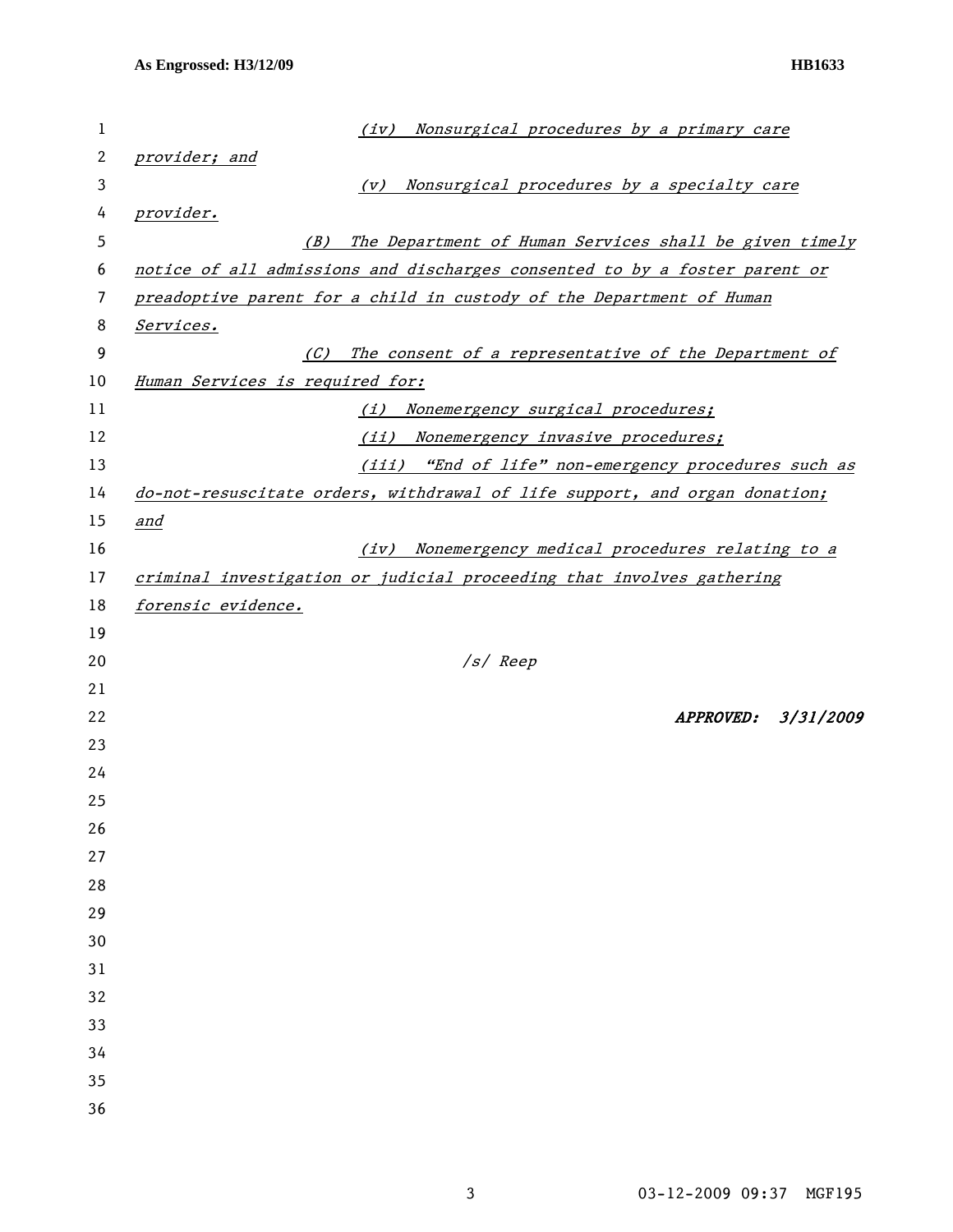*(iv) Nonsurgical procedures by a primary care provider; and*

*(v) Nonsurgical procedures by a specialty care provider.*

*(B) The Department of Human Services shall be given timely notice of all admissions and discharges consented to by a foster parent or preadoptive parent for a child in custody of the Department of Human Services.*

*(C) The consent of a representative of the Department of Human Services is required for:*

*(i) Nonemergency surgical procedures;*

*(ii) Nonemergency invasive procedures;*

*(iii) "End of life" non-emergency procedures such as do-not-resuscitate orders, withdrawal of life support, and organ donation; and*

*(iv) Nonemergency medical procedures relating to a criminal investigation or judicial proceeding that involves gathering forensic evidence.*

/s/ Reep

***APPROVED: 3/31/2009***